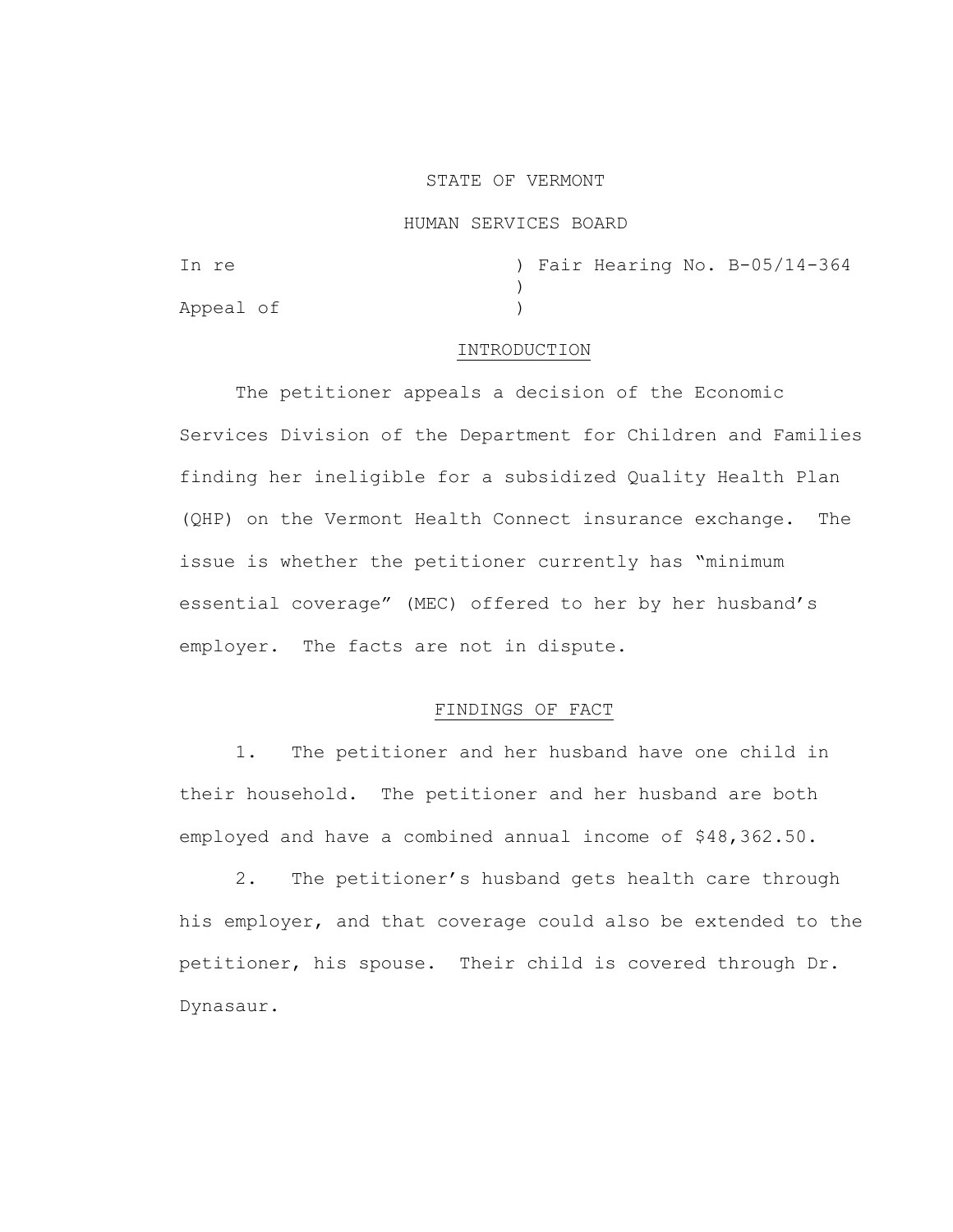STATE OF VERMONT

HUMAN SERVICES BOARD

In re ) Fair Hearing No. B-05/14-364
)
Appeal of )

## INTRODUCTION

The petitioner appeals a decision of the Economic Services Division of the Department for Children and Families finding her ineligible for a subsidized Quality Health Plan (QHP) on the Vermont Health Connect insurance exchange. The issue is whether the petitioner currently has "minimum essential coverage" (MEC) offered to her by her husband's employer. The facts are not in dispute.

## FINDINGS OF FACT

1. The petitioner and her husband have one child in their household. The petitioner and her husband are both employed and have a combined annual income of $48,362.50.

2. The petitioner's husband gets health care through his employer, and that coverage could also be extended to the petitioner, his spouse. Their child is covered through Dr. Dynasaur.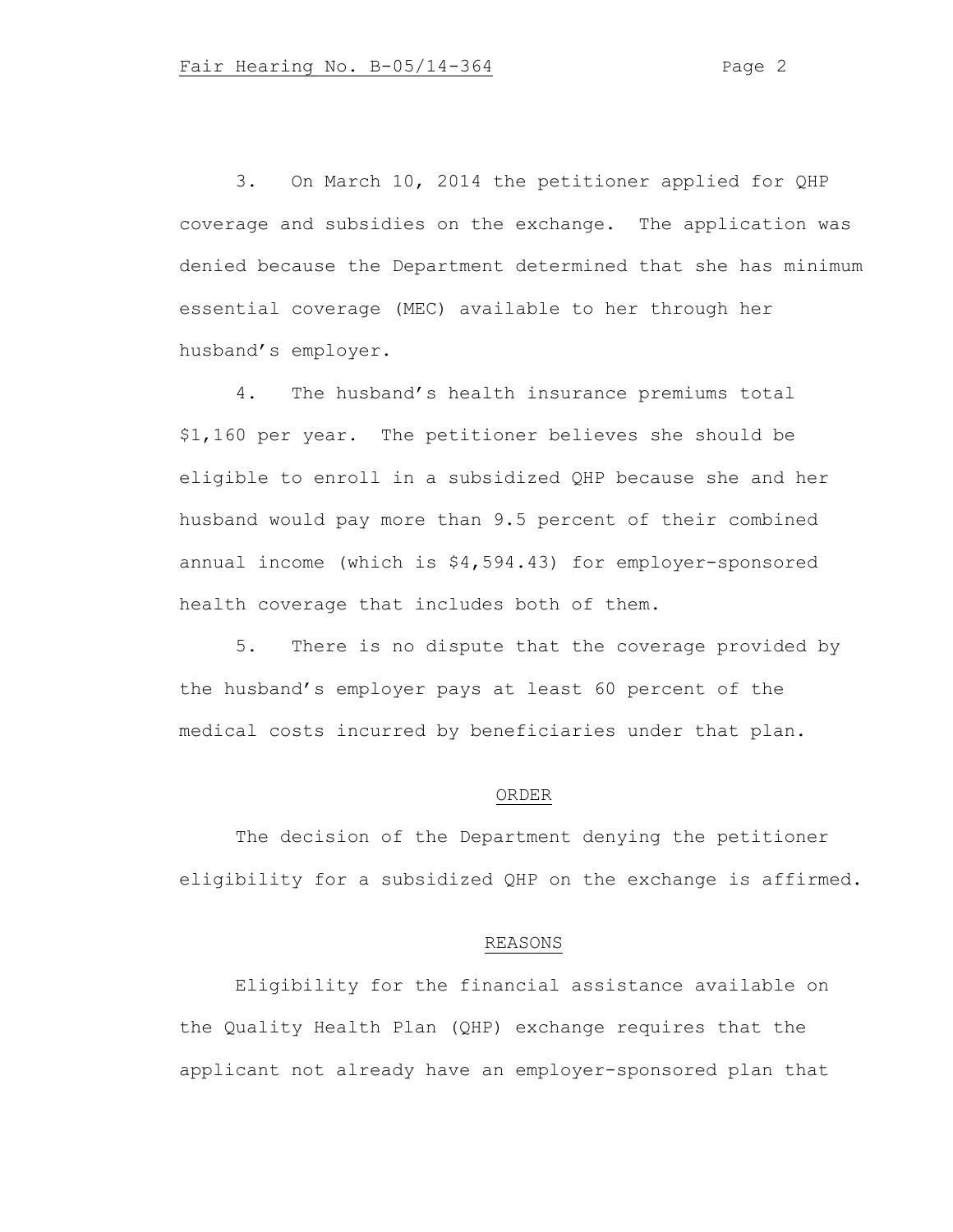3. On March 10, 2014 the petitioner applied for QHP coverage and subsidies on the exchange. The application was denied because the Department determined that she has minimum essential coverage (MEC) available to her through her husband's employer.

4. The husband's health insurance premiums total $1,160 per year. The petitioner believes she should be eligible to enroll in a subsidized QHP because she and her husband would pay more than 9.5 percent of their combined annual income (which is $4,594.43) for employer-sponsored health coverage that includes both of them.

5. There is no dispute that the coverage provided by the husband's employer pays at least 60 percent of the medical costs incurred by beneficiaries under that plan.

## ORDER

The decision of the Department denying the petitioner eligibility for a subsidized QHP on the exchange is affirmed.

## REASONS

Eligibility for the financial assistance available on the Quality Health Plan (QHP) exchange requires that the applicant not already have an employer-sponsored plan that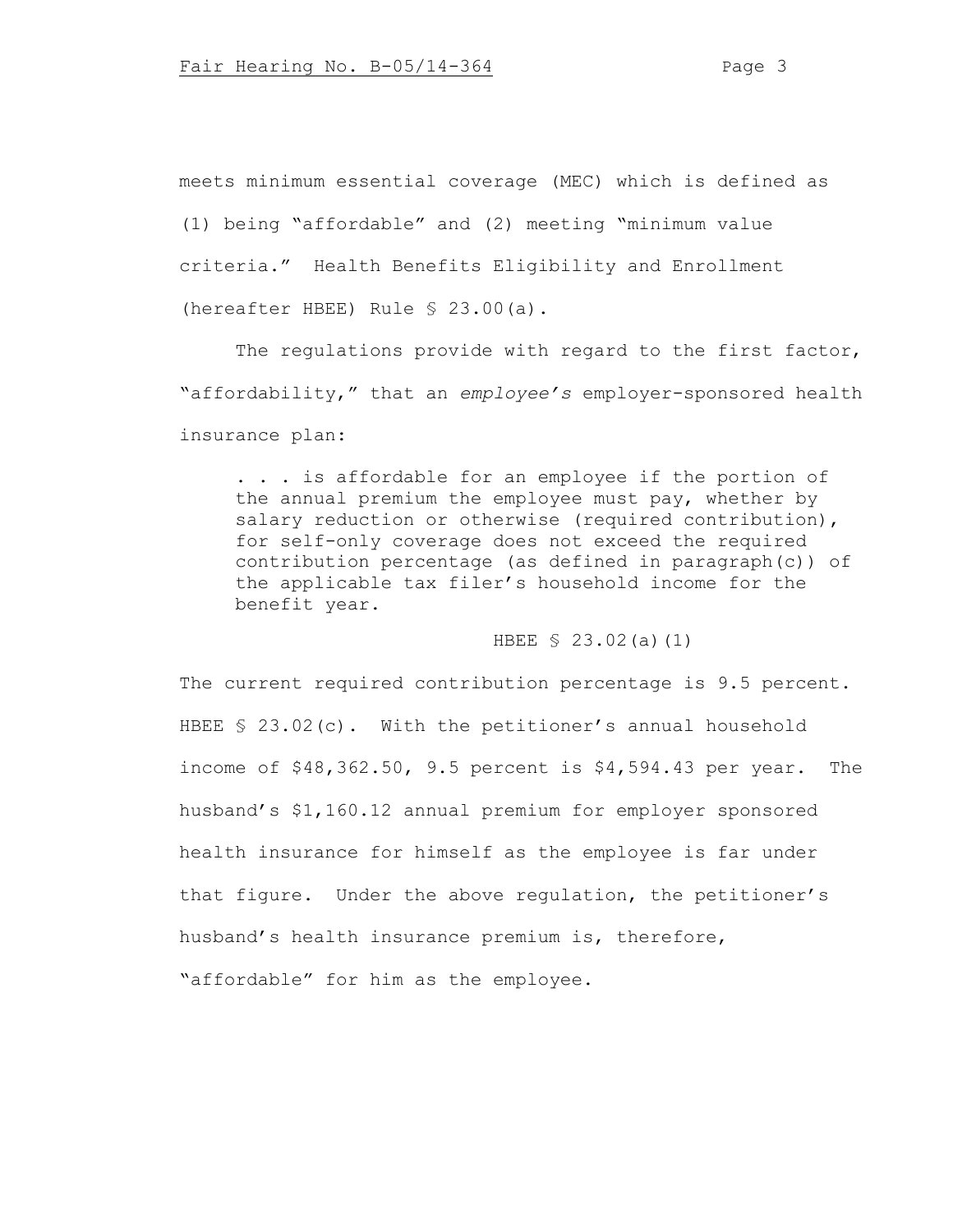meets minimum essential coverage (MEC) which is defined as (1) being "affordable" and (2) meeting "minimum value criteria." Health Benefits Eligibility and Enrollment (hereafter HBEE) Rule § 23.00(a).

The regulations provide with regard to the first factor, "affordability," that an *employee's* employer-sponsored health insurance plan:

> . . . is affordable for an employee if the portion of the annual premium the employee must pay, whether by salary reduction or otherwise (required contribution), for self-only coverage does not exceed the required contribution percentage (as defined in paragraph(c)) of the applicable tax filer's household income for the benefit year.
>
> HBEE § 23.02(a)(1)

The current required contribution percentage is 9.5 percent. HBEE § 23.02(c). With the petitioner's annual household income of $48,362.50, 9.5 percent is $4,594.43 per year. The husband's $1,160.12 annual premium for employer sponsored health insurance for himself as the employee is far under that figure. Under the above regulation, the petitioner's husband's health insurance premium is, therefore, "affordable" for him as the employee.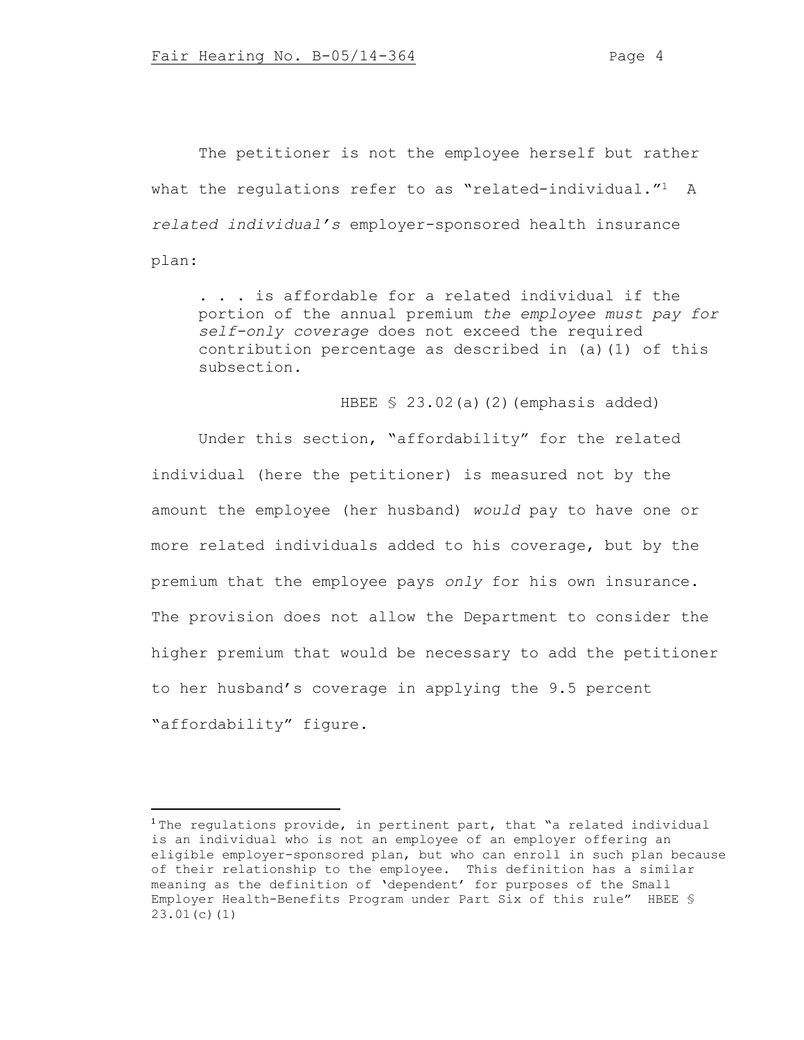The petitioner is not the employee herself but rather what the regulations refer to as "related-individual."[1] A *related individual's* employer-sponsored health insurance plan:

> . . . is affordable for a related individual if the portion of the annual premium *the employee must pay for self-only coverage* does not exceed the required contribution percentage as described in (a)(1) of this subsection.
>
> HBEE § 23.02(a)(2)(emphasis added)

Under this section, "affordability" for the related individual (here the petitioner) is measured not by the amount the employee (her husband) *would* pay to have one or more related individuals added to his coverage, but by the premium that the employee pays *only* for his own insurance. The provision does not allow the Department to consider the higher premium that would be necessary to add the petitioner to her husband's coverage in applying the 9.5 percent "affordability" figure.

---

[1] The regulations provide, in pertinent part, that "a related individual is an individual who is not an employee of an employer offering an eligible employer-sponsored plan, but who can enroll in such plan because of their relationship to the employee. This definition has a similar meaning as the definition of 'dependent' for purposes of the Small Employer Health-Benefits Program under Part Six of this rule" HBEE § 23.01(c)(1)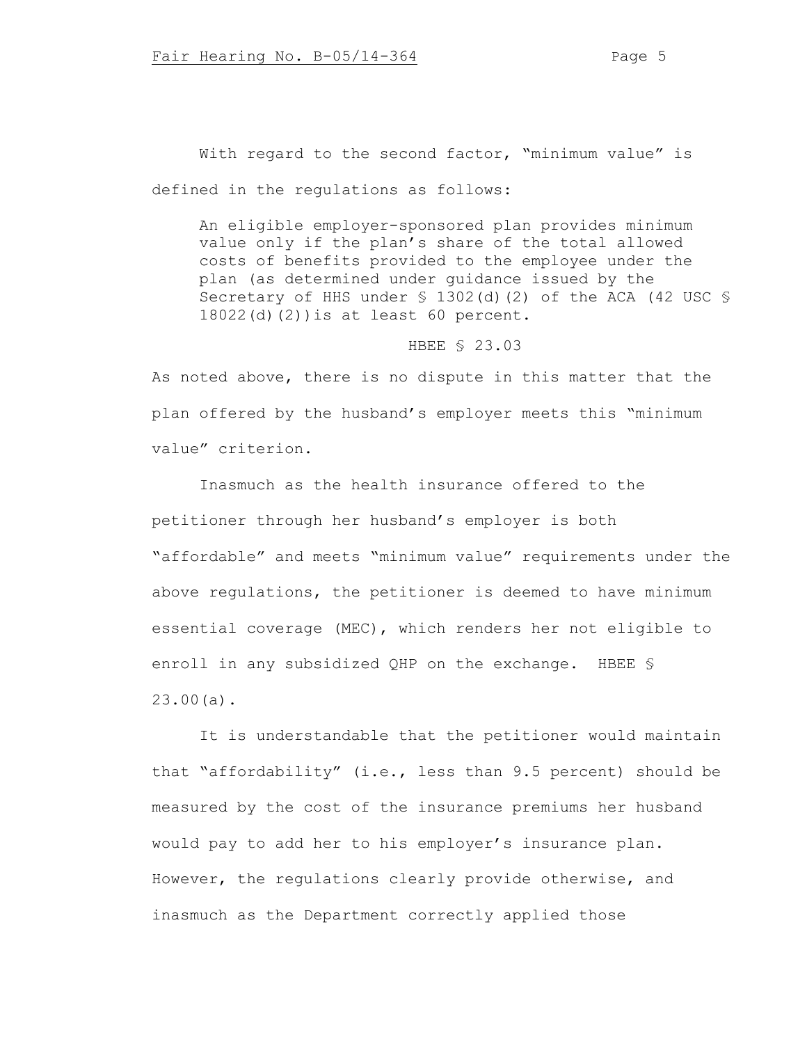With regard to the second factor, "minimum value" is defined in the regulations as follows:

> An eligible employer-sponsored plan provides minimum value only if the plan's share of the total allowed costs of benefits provided to the employee under the plan (as determined under guidance issued by the Secretary of HHS under § 1302(d)(2) of the ACA (42 USC § 18022(d)(2))is at least 60 percent.
>
> HBEE § 23.03

As noted above, there is no dispute in this matter that the plan offered by the husband's employer meets this "minimum value" criterion.

Inasmuch as the health insurance offered to the petitioner through her husband's employer is both "affordable" and meets "minimum value" requirements under the above regulations, the petitioner is deemed to have minimum essential coverage (MEC), which renders her not eligible to enroll in any subsidized QHP on the exchange. HBEE § 23.00(a).

It is understandable that the petitioner would maintain that "affordability" (i.e., less than 9.5 percent) should be measured by the cost of the insurance premiums her husband would pay to add her to his employer's insurance plan. However, the regulations clearly provide otherwise, and inasmuch as the Department correctly applied those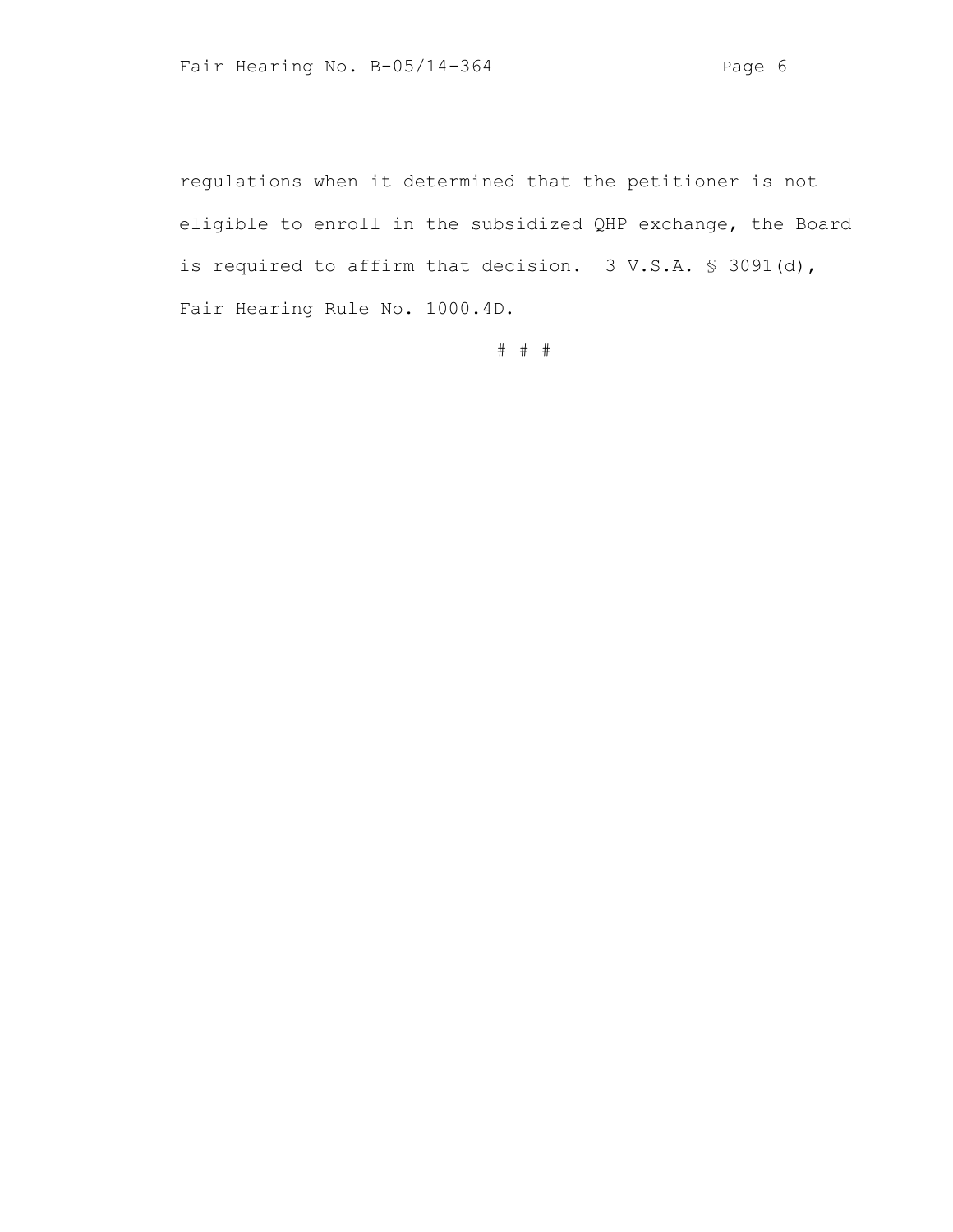regulations when it determined that the petitioner is not eligible to enroll in the subsidized QHP exchange, the Board is required to affirm that decision. 3 V.S.A. § 3091(d), Fair Hearing Rule No. 1000.4D.

# # #